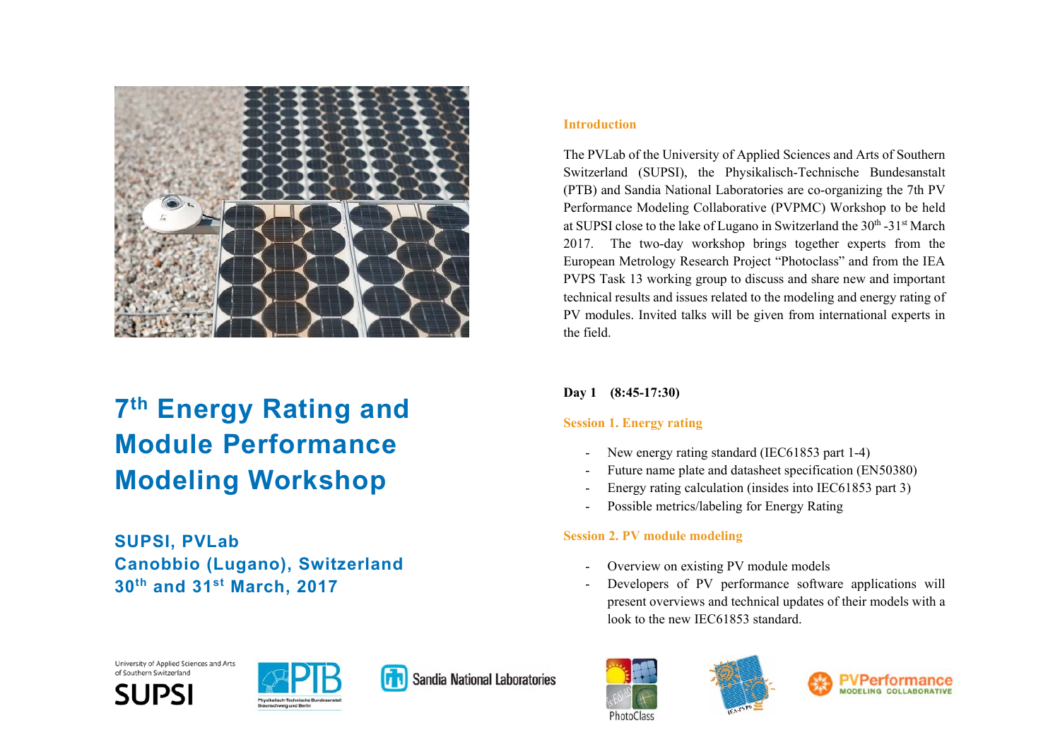# 7th Energy Rating and Module Performance Modeling Workshop

**SUPSI, PVLab**
**Canobbio (Lugano), Switzerland**
**30th and 31st March, 2017**

## Introduction

The PVLab of the University of Applied Sciences and Arts of Southern Switzerland (SUPSI), the Physikalisch-Technische Bundesanstalt (PTB) and Sandia National Laboratories are co-organizing the 7th PV Performance Modeling Collaborative (PVPMC) Workshop to be held at SUPSI close to the lake of Lugano in Switzerland the 30th -31st March 2017. The two-day workshop brings together experts from the European Metrology Research Project "Photoclass" and from the IEA PVPS Task 13 working group to discuss and share new and important technical results and issues related to the modeling and energy rating of PV modules. Invited talks will be given from international experts in the field.

**Day 1 (8:45-17:30)**

### Session 1. Energy rating

- New energy rating standard (IEC61853 part 1-4)
- Future name plate and datasheet specification (EN50380)
- Energy rating calculation (insides into IEC61853 part 3)
- Possible metrics/labeling for Energy Rating

### Session 2. PV module modeling

- Overview on existing PV module models
- Developers of PV performance software applications will present overviews and technical updates of their models with a look to the new IEC61853 standard.

University of Applied Sciences and Arts of Southern Switzerland SUPSI

PTB Physikalisch-Technische Bundesanstalt Braunschweig und Berlin

Sandia National Laboratories

PhotoClass

IEA-PVPS

PVPerformance MODELING COLLABORATIVE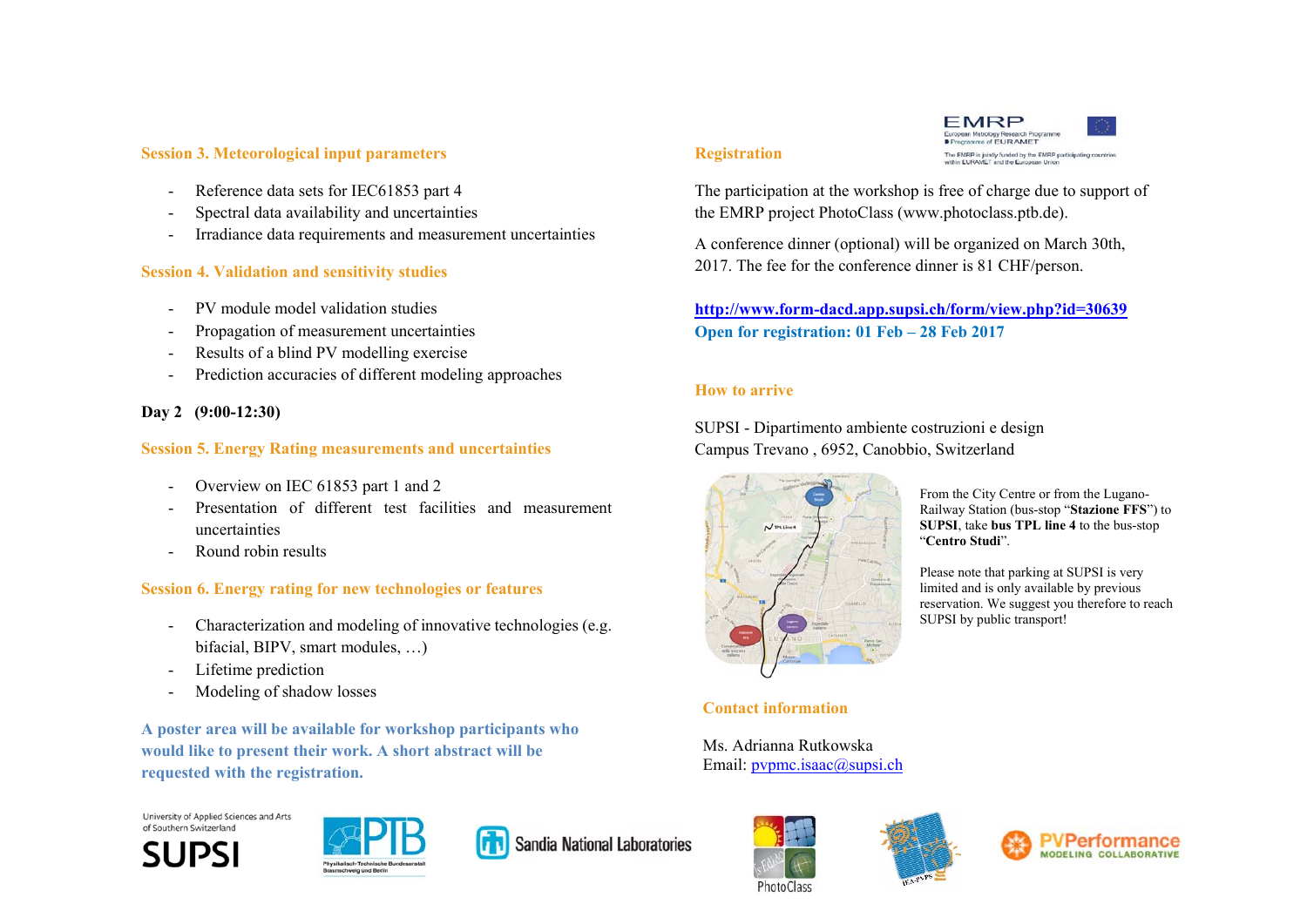### Session 3. Meteorological input parameters

- Reference data sets for IEC61853 part 4
- Spectral data availability and uncertainties
- Irradiance data requirements and measurement uncertainties

### Session 4. Validation and sensitivity studies

- PV module model validation studies
- Propagation of measurement uncertainties
- Results of a blind PV modelling exercise
- Prediction accuracies of different modeling approaches

**Day 2 (9:00-12:30)**

### Session 5. Energy Rating measurements and uncertainties

- Overview on IEC 61853 part 1 and 2
- Presentation of different test facilities and measurement uncertainties
- Round robin results

### Session 6. Energy rating for new technologies or features

- Characterization and modeling of innovative technologies (e.g. bifacial, BIPV, smart modules, …)
- Lifetime prediction
- Modeling of shadow losses

**A poster area will be available for workshop participants who would like to present their work. A short abstract will be requested with the registration.**

EMRP
European Metrology Research Programme
Programme of EURAMET
The EMRP is jointly funded by the EMRP participating countries within EURAMET and the European Union

### Registration

The participation at the workshop is free of charge due to support of the EMRP project PhotoClass (www.photoclass.ptb.de).

A conference dinner (optional) will be organized on March 30th, 2017. The fee for the conference dinner is 81 CHF/person.

**http://www.form-dacd.app.supsi.ch/form/view.php?id=30639**
**Open for registration: 01 Feb – 28 Feb 2017**

### How to arrive

SUPSI - Dipartimento ambiente costruzioni e design
Campus Trevano , 6952, Canobbio, Switzerland

From the City Centre or from the Lugano-Railway Station (bus-stop "**Stazione FFS**") to **SUPSI**, take **bus TPL line 4** to the bus-stop "**Centro Studi**".

Please note that parking at SUPSI is very limited and is only available by previous reservation. We suggest you therefore to reach SUPSI by public transport!

### Contact information

Ms. Adrianna Rutkowska
Email: pvpmc.isaac@supsi.ch

University of Applied Sciences and Arts of Southern Switzerland SUPSI · PTB Physikalisch-Technische Bundesanstalt Braunschweig und Berlin · Sandia National Laboratories · PhotoClass · IEA-PVPS · PVPerformance Modeling Collaborative